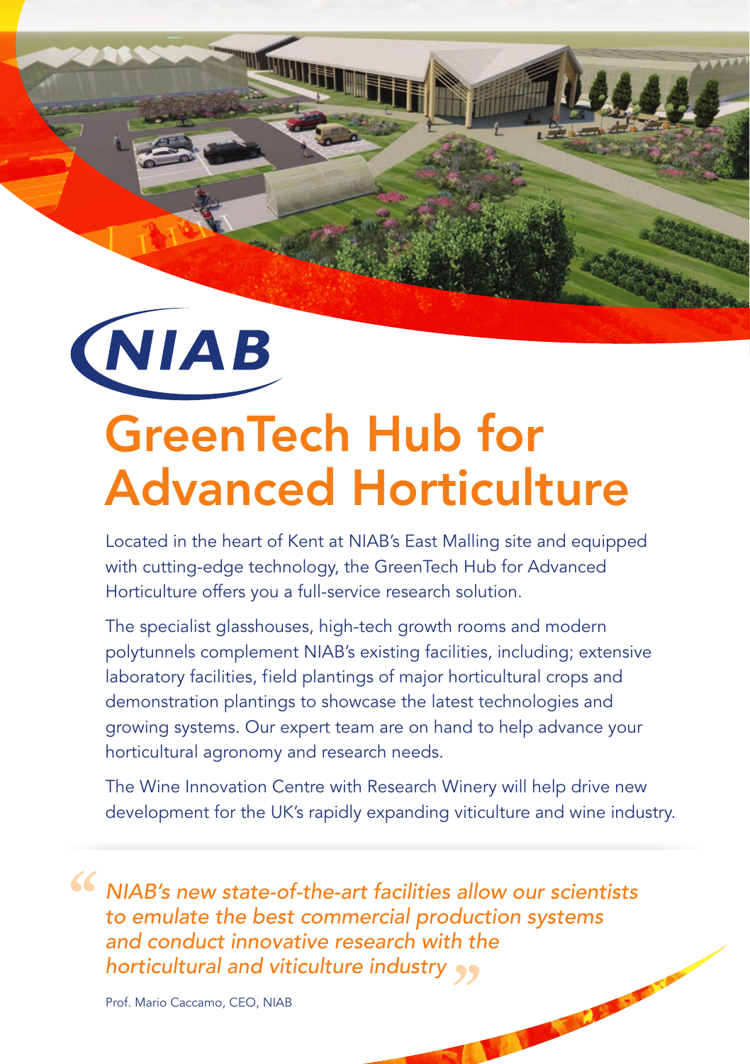NIAB

# GreenTech Hub for Advanced Horticulture

Located in the heart of Kent at NIAB's East Malling site and equipped with cutting-edge technology, the GreenTech Hub for Advanced Horticulture offers you a full-service research solution.

The specialist glasshouses, high-tech growth rooms and modern polytunnels complement NIAB's existing facilities, including; extensive laboratory facilities, field plantings of major horticultural crops and demonstration plantings to showcase the latest technologies and growing systems. Our expert team are on hand to help advance your horticultural agronomy and research needs.

The Wine Innovation Centre with Research Winery will help drive new development for the UK's rapidly expanding viticulture and wine industry.

> *"NIAB's new state-of-the-art facilities allow our scientists to emulate the best commercial production systems and conduct innovative research with the horticultural and viticulture industry"*
>
> Prof. Mario Caccamo, CEO, NIAB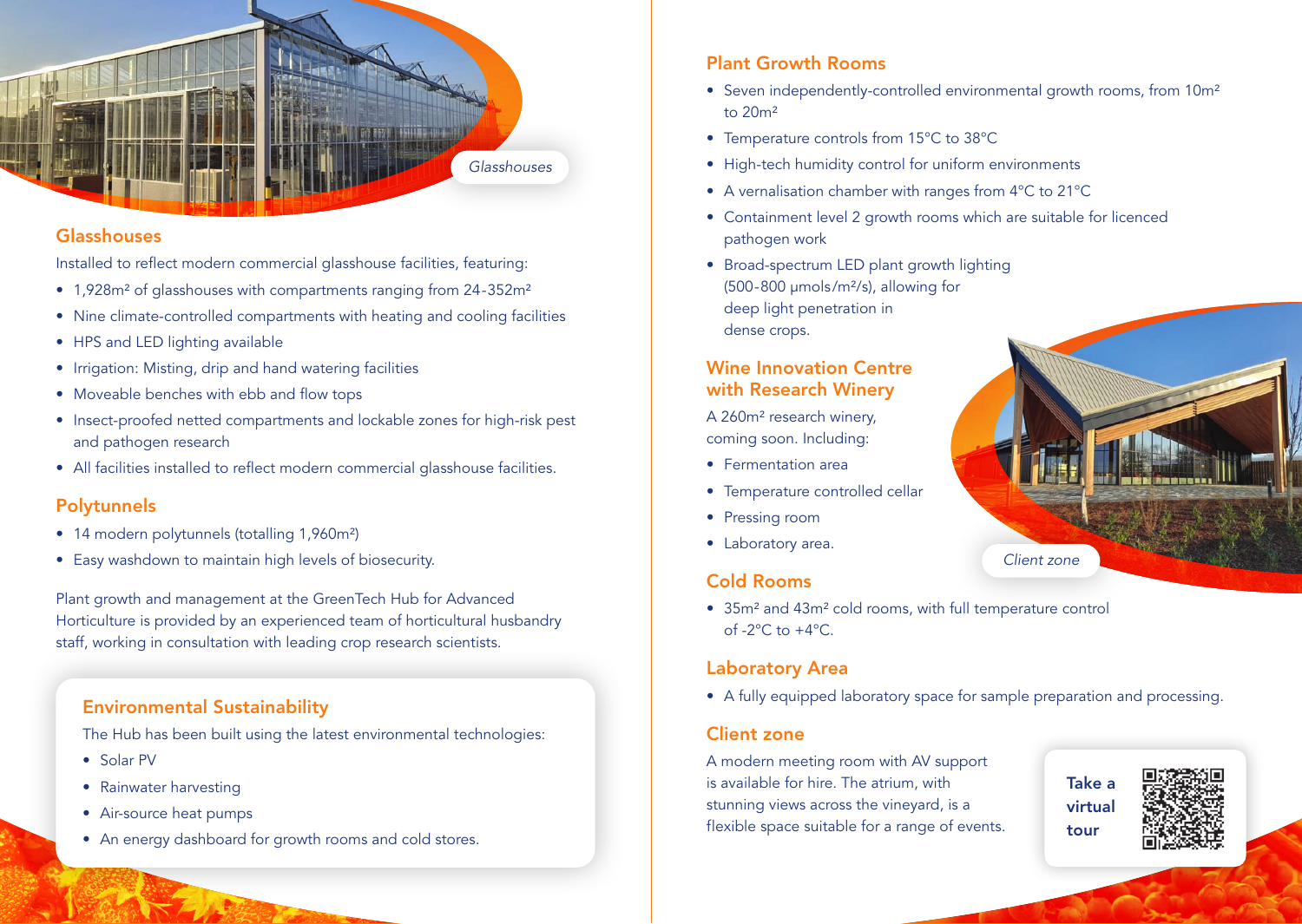Glasshouses

## Glasshouses

Installed to reflect modern commercial glasshouse facilities, featuring:

- 1,928m² of glasshouses with compartments ranging from 24-352m²
- Nine climate-controlled compartments with heating and cooling facilities
- HPS and LED lighting available
- Irrigation: Misting, drip and hand watering facilities
- Moveable benches with ebb and flow tops
- Insect-proofed netted compartments and lockable zones for high-risk pest and pathogen research
- All facilities installed to reflect modern commercial glasshouse facilities.

## Polytunnels

- 14 modern polytunnels (totalling 1,960m²)
- Easy washdown to maintain high levels of biosecurity.

Plant growth and management at the GreenTech Hub for Advanced Horticulture is provided by an experienced team of horticultural husbandry staff, working in consultation with leading crop research scientists.

## Environmental Sustainability

The Hub has been built using the latest environmental technologies:

- Solar PV
- Rainwater harvesting
- Air-source heat pumps
- An energy dashboard for growth rooms and cold stores.

## Plant Growth Rooms

- Seven independently-controlled environmental growth rooms, from 10m² to 20m²
- Temperature controls from 15°C to 38°C
- High-tech humidity control for uniform environments
- A vernalisation chamber with ranges from 4°C to 21°C
- Containment level 2 growth rooms which are suitable for licenced pathogen work
- Broad-spectrum LED plant growth lighting (500-800 μmols/m²/s), allowing for deep light penetration in dense crops.

## Wine Innovation Centre with Research Winery

A 260m² research winery, coming soon. Including:

- Fermentation area
- Temperature controlled cellar
- Pressing room
- Laboratory area.

Client zone

## Cold Rooms

- 35m² and 43m² cold rooms, with full temperature control of -2°C to +4°C.

## Laboratory Area

- A fully equipped laboratory space for sample preparation and processing.

## Client zone

A modern meeting room with AV support is available for hire. The atrium, with stunning views across the vineyard, is a flexible space suitable for a range of events.

**Take a virtual tour**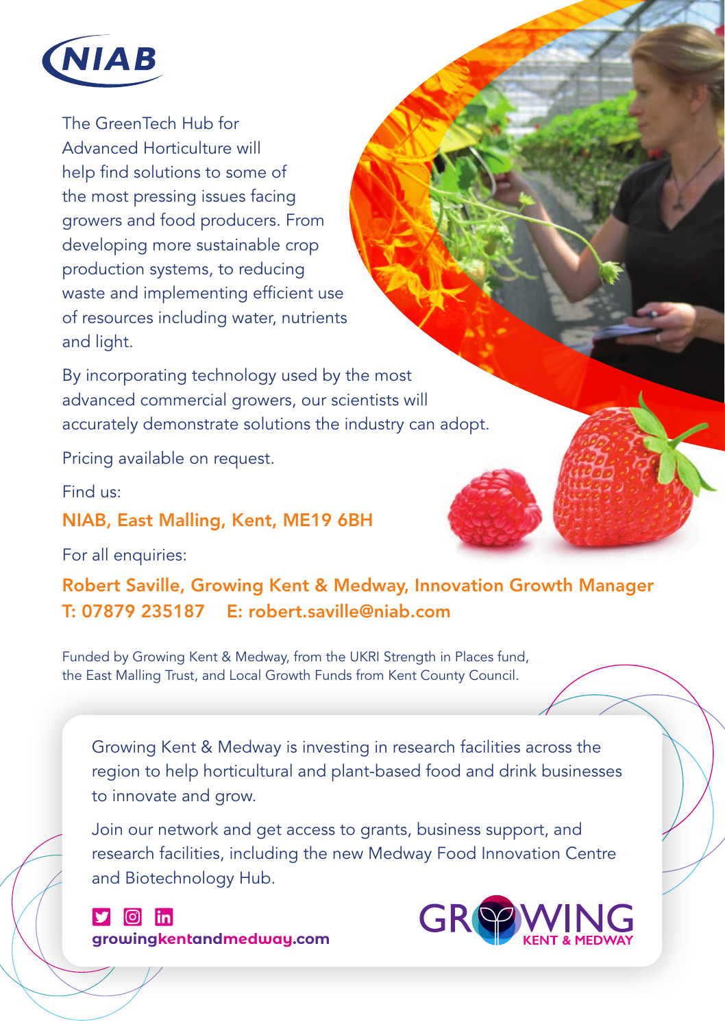NIAB

The GreenTech Hub for Advanced Horticulture will help find solutions to some of the most pressing issues facing growers and food producers. From developing more sustainable crop production systems, to reducing waste and implementing efficient use of resources including water, nutrients and light.

By incorporating technology used by the most advanced commercial growers, our scientists will accurately demonstrate solutions the industry can adopt.

Pricing available on request.

Find us:

**NIAB, East Malling, Kent, ME19 6BH**

For all enquiries:

**Robert Saville, Growing Kent & Medway, Innovation Growth Manager**
**T: 07879 235187 E: robert.saville@niab.com**

Funded by Growing Kent & Medway, from the UKRI Strength in Places fund, the East Malling Trust, and Local Growth Funds from Kent County Council.

Growing Kent & Medway is investing in research facilities across the region to help horticultural and plant-based food and drink businesses to innovate and grow.

Join our network and get access to grants, business support, and research facilities, including the new Medway Food Innovation Centre and Biotechnology Hub.

**growingkentandmedway.com**

GROWING KENT & MEDWAY